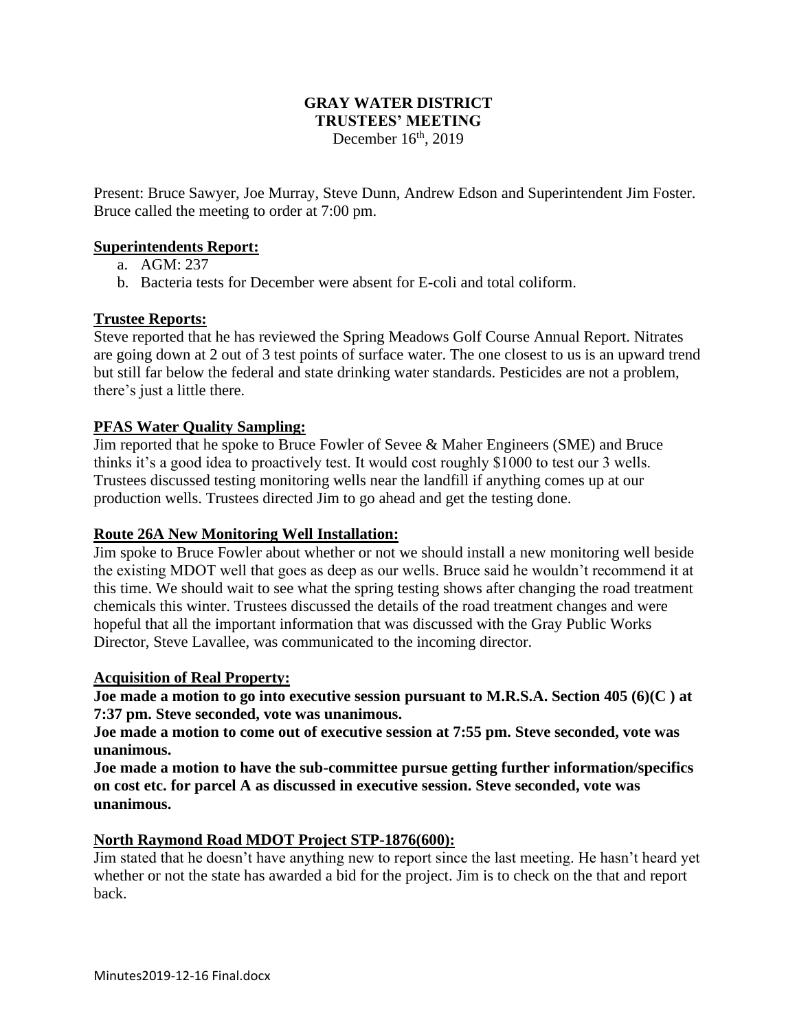# GRAY WATER DISTRICT
## TRUSTEES' MEETING
December 16th, 2019

Present: Bruce Sawyer, Joe Murray, Steve Dunn, Andrew Edson and Superintendent Jim Foster. Bruce called the meeting to order at 7:00 pm.

**Superintendents Report:**

a. AGM: 237
b. Bacteria tests for December were absent for E-coli and total coliform.

**Trustee Reports:**

Steve reported that he has reviewed the Spring Meadows Golf Course Annual Report. Nitrates are going down at 2 out of 3 test points of surface water. The one closest to us is an upward trend but still far below the federal and state drinking water standards. Pesticides are not a problem, there's just a little there.

**PFAS Water Quality Sampling:**

Jim reported that he spoke to Bruce Fowler of Sevee & Maher Engineers (SME) and Bruce thinks it's a good idea to proactively test. It would cost roughly $1000 to test our 3 wells. Trustees discussed testing monitoring wells near the landfill if anything comes up at our production wells. Trustees directed Jim to go ahead and get the testing done.

**Route 26A New Monitoring Well Installation:**

Jim spoke to Bruce Fowler about whether or not we should install a new monitoring well beside the existing MDOT well that goes as deep as our wells. Bruce said he wouldn't recommend it at this time. We should wait to see what the spring testing shows after changing the road treatment chemicals this winter. Trustees discussed the details of the road treatment changes and were hopeful that all the important information that was discussed with the Gray Public Works Director, Steve Lavallee, was communicated to the incoming director.

**Acquisition of Real Property:**

**Joe made a motion to go into executive session pursuant to M.R.S.A. Section 405 (6)(C ) at 7:37 pm. Steve seconded, vote was unanimous.**

**Joe made a motion to come out of executive session at 7:55 pm. Steve seconded, vote was unanimous.**

**Joe made a motion to have the sub-committee pursue getting further information/specifics on cost etc. for parcel A as discussed in executive session. Steve seconded, vote was unanimous.**

**North Raymond Road MDOT Project STP-1876(600):**

Jim stated that he doesn't have anything new to report since the last meeting. He hasn't heard yet whether or not the state has awarded a bid for the project. Jim is to check on the that and report back.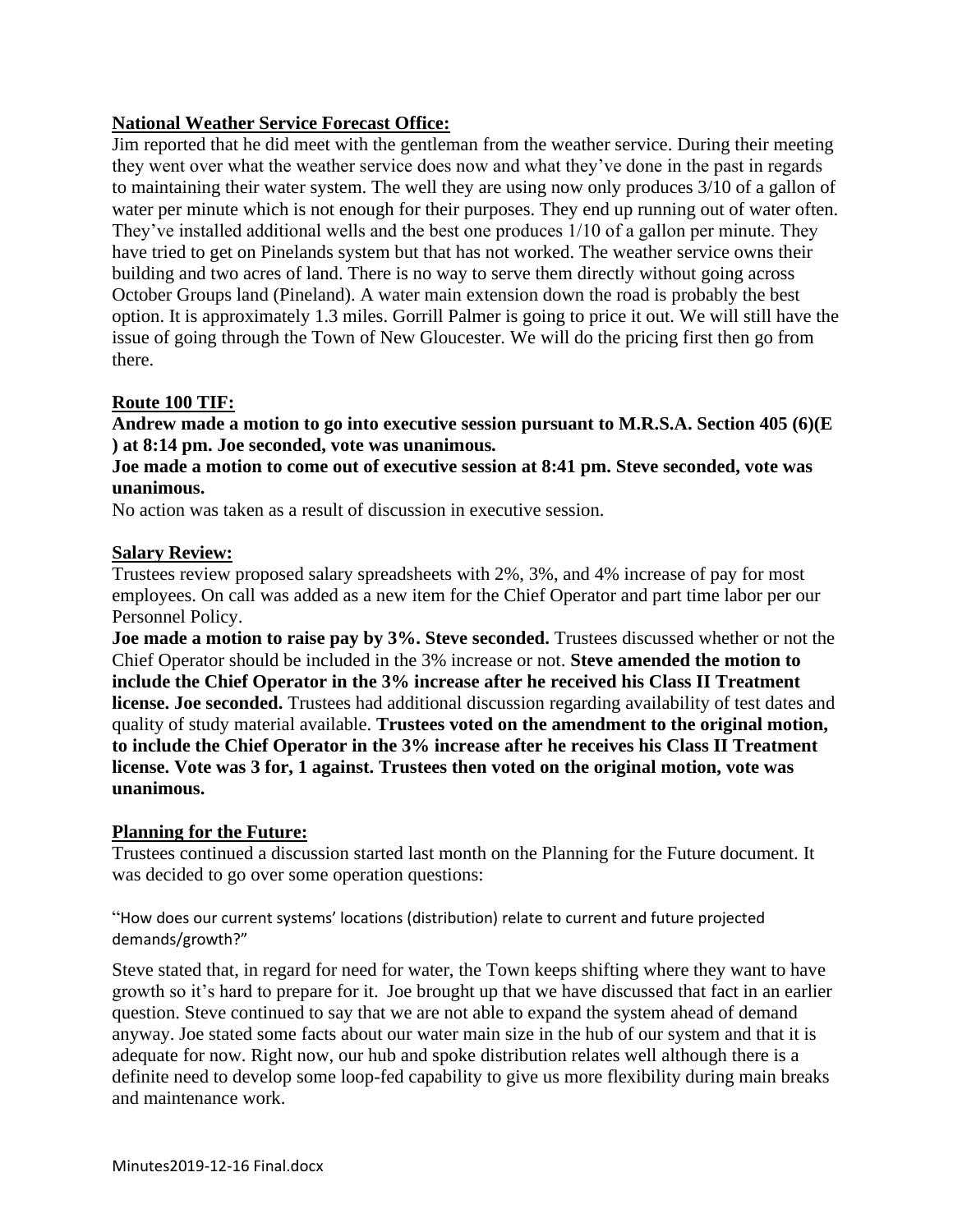**National Weather Service Forecast Office:**

Jim reported that he did meet with the gentleman from the weather service. During their meeting they went over what the weather service does now and what they've done in the past in regards to maintaining their water system. The well they are using now only produces 3/10 of a gallon of water per minute which is not enough for their purposes. They end up running out of water often. They've installed additional wells and the best one produces 1/10 of a gallon per minute. They have tried to get on Pinelands system but that has not worked. The weather service owns their building and two acres of land. There is no way to serve them directly without going across October Groups land (Pineland). A water main extension down the road is probably the best option. It is approximately 1.3 miles. Gorrill Palmer is going to price it out. We will still have the issue of going through the Town of New Gloucester. We will do the pricing first then go from there.

**Route 100 TIF:**

**Andrew made a motion to go into executive session pursuant to M.R.S.A. Section 405 (6)(E ) at 8:14 pm. Joe seconded, vote was unanimous.**

**Joe made a motion to come out of executive session at 8:41 pm. Steve seconded, vote was unanimous.**

No action was taken as a result of discussion in executive session.

**Salary Review:**

Trustees review proposed salary spreadsheets with 2%, 3%, and 4% increase of pay for most employees. On call was added as a new item for the Chief Operator and part time labor per our Personnel Policy.

**Joe made a motion to raise pay by 3%. Steve seconded.** Trustees discussed whether or not the Chief Operator should be included in the 3% increase or not. **Steve amended the motion to include the Chief Operator in the 3% increase after he received his Class II Treatment license. Joe seconded.** Trustees had additional discussion regarding availability of test dates and quality of study material available. **Trustees voted on the amendment to the original motion, to include the Chief Operator in the 3% increase after he receives his Class II Treatment license. Vote was 3 for, 1 against. Trustees then voted on the original motion, vote was unanimous.**

**Planning for the Future:**

Trustees continued a discussion started last month on the Planning for the Future document. It was decided to go over some operation questions:

"How does our current systems' locations (distribution) relate to current and future projected demands/growth?"

Steve stated that, in regard for need for water, the Town keeps shifting where they want to have growth so it's hard to prepare for it. Joe brought up that we have discussed that fact in an earlier question. Steve continued to say that we are not able to expand the system ahead of demand anyway. Joe stated some facts about our water main size in the hub of our system and that it is adequate for now. Right now, our hub and spoke distribution relates well although there is a definite need to develop some loop-fed capability to give us more flexibility during main breaks and maintenance work.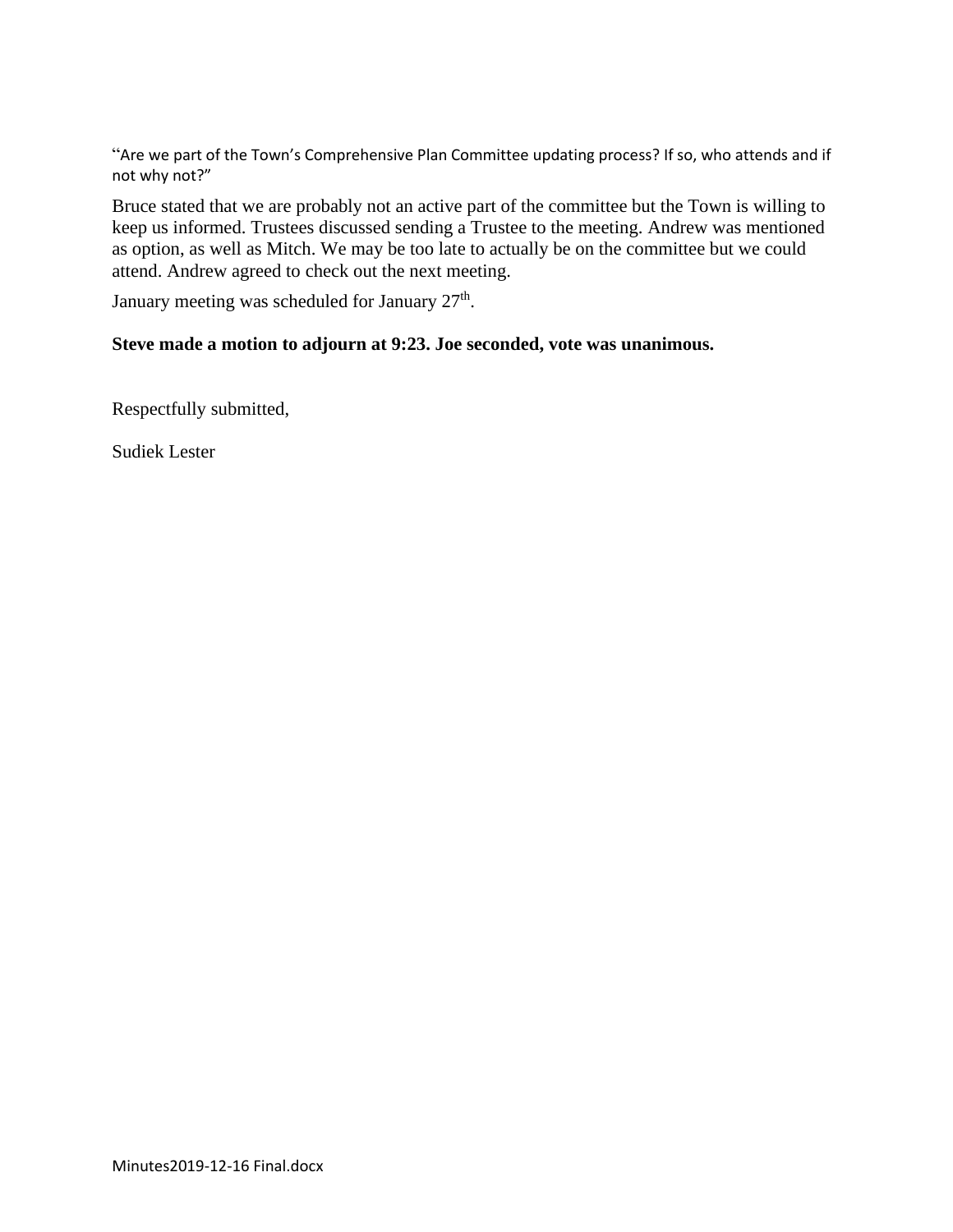"Are we part of the Town's Comprehensive Plan Committee updating process? If so, who attends and if not why not?"

Bruce stated that we are probably not an active part of the committee but the Town is willing to keep us informed. Trustees discussed sending a Trustee to the meeting. Andrew was mentioned as option, as well as Mitch. We may be too late to actually be on the committee but we could attend. Andrew agreed to check out the next meeting.

January meeting was scheduled for January 27th.

**Steve made a motion to adjourn at 9:23. Joe seconded, vote was unanimous.**

Respectfully submitted,

Sudiek Lester